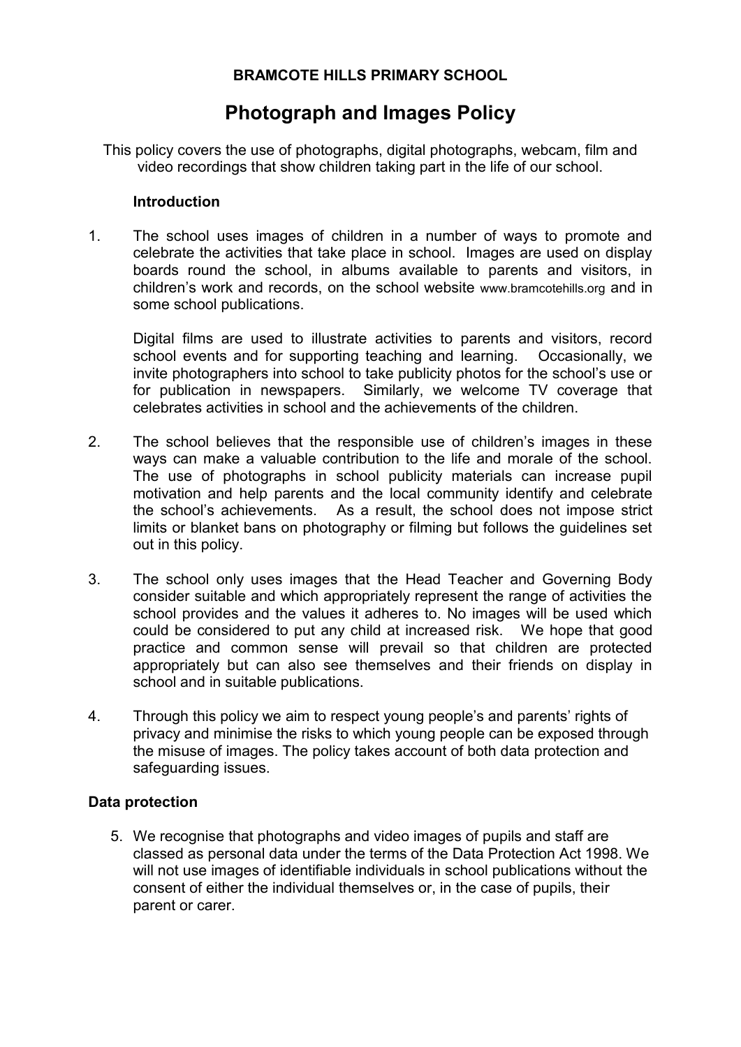**BRAMCOTE HILLS PRIMARY SCHOOL**

# Photograph and Images Policy

This policy covers the use of photographs, digital photographs, webcam, film and video recordings that show children taking part in the life of our school.

## Introduction

1. The school uses images of children in a number of ways to promote and celebrate the activities that take place in school. Images are used on display boards round the school, in albums available to parents and visitors, in children's work and records, on the school website www.bramcotehills.org and in some school publications.

   Digital films are used to illustrate activities to parents and visitors, record school events and for supporting teaching and learning. Occasionally, we invite photographers into school to take publicity photos for the school's use or for publication in newspapers. Similarly, we welcome TV coverage that celebrates activities in school and the achievements of the children.

2. The school believes that the responsible use of children's images in these ways can make a valuable contribution to the life and morale of the school. The use of photographs in school publicity materials can increase pupil motivation and help parents and the local community identify and celebrate the school's achievements. As a result, the school does not impose strict limits or blanket bans on photography or filming but follows the guidelines set out in this policy.

3. The school only uses images that the Head Teacher and Governing Body consider suitable and which appropriately represent the range of activities the school provides and the values it adheres to. No images will be used which could be considered to put any child at increased risk. We hope that good practice and common sense will prevail so that children are protected appropriately but can also see themselves and their friends on display in school and in suitable publications.

4. Through this policy we aim to respect young people's and parents' rights of privacy and minimise the risks to which young people can be exposed through the misuse of images. The policy takes account of both data protection and safeguarding issues.

## Data protection

5. We recognise that photographs and video images of pupils and staff are classed as personal data under the terms of the Data Protection Act 1998. We will not use images of identifiable individuals in school publications without the consent of either the individual themselves or, in the case of pupils, their parent or carer.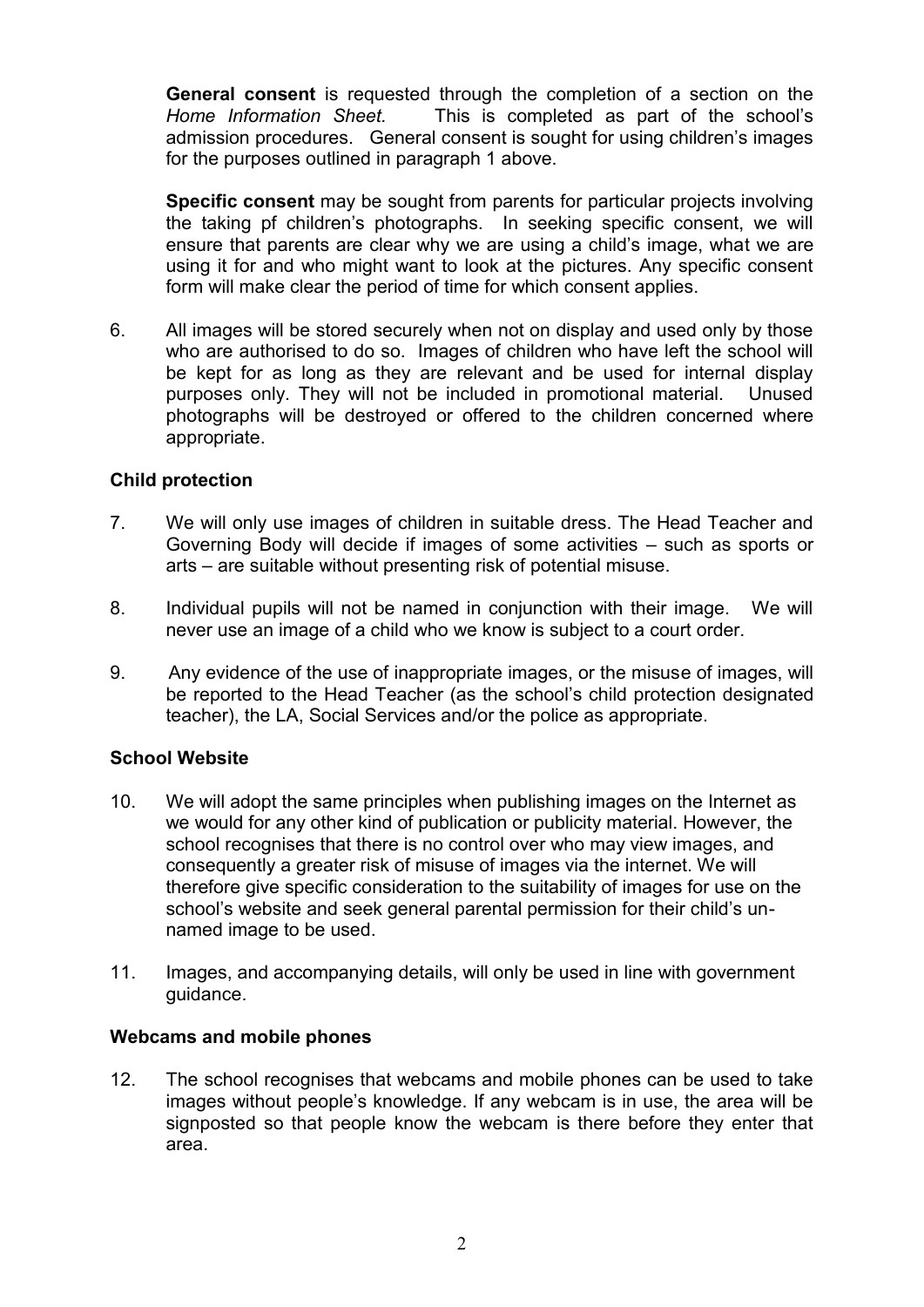**General consent** is requested through the completion of a section on the *Home Information Sheet.* This is completed as part of the school's admission procedures. General consent is sought for using children's images for the purposes outlined in paragraph 1 above.

**Specific consent** may be sought from parents for particular projects involving the taking pf children's photographs. In seeking specific consent, we will ensure that parents are clear why we are using a child's image, what we are using it for and who might want to look at the pictures. Any specific consent form will make clear the period of time for which consent applies.

6. All images will be stored securely when not on display and used only by those who are authorised to do so. Images of children who have left the school will be kept for as long as they are relevant and be used for internal display purposes only. They will not be included in promotional material. Unused photographs will be destroyed or offered to the children concerned where appropriate.

### Child protection

7. We will only use images of children in suitable dress. The Head Teacher and Governing Body will decide if images of some activities – such as sports or arts – are suitable without presenting risk of potential misuse.

8. Individual pupils will not be named in conjunction with their image. We will never use an image of a child who we know is subject to a court order.

9. Any evidence of the use of inappropriate images, or the misuse of images, will be reported to the Head Teacher (as the school's child protection designated teacher), the LA, Social Services and/or the police as appropriate.

### School Website

10. We will adopt the same principles when publishing images on the Internet as we would for any other kind of publication or publicity material. However, the school recognises that there is no control over who may view images, and consequently a greater risk of misuse of images via the internet. We will therefore give specific consideration to the suitability of images for use on the school's website and seek general parental permission for their child's un-named image to be used.

11. Images, and accompanying details, will only be used in line with government guidance.

### Webcams and mobile phones

12. The school recognises that webcams and mobile phones can be used to take images without people's knowledge. If any webcam is in use, the area will be signposted so that people know the webcam is there before they enter that area.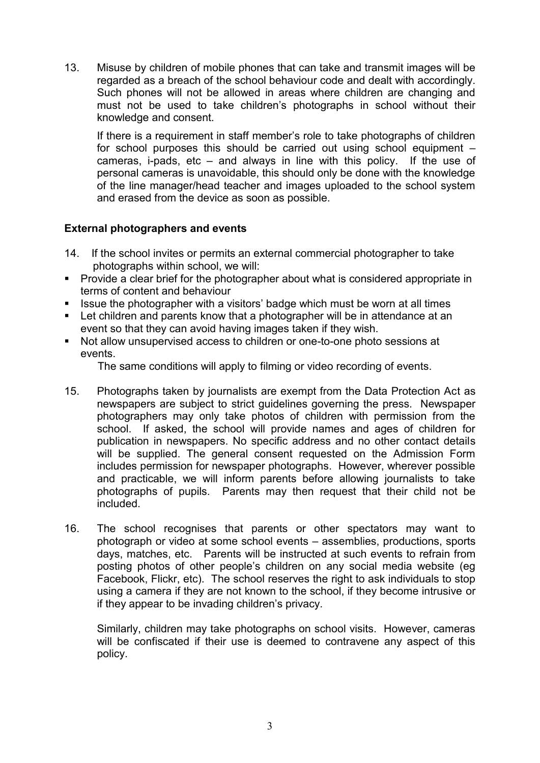13. Misuse by children of mobile phones that can take and transmit images will be regarded as a breach of the school behaviour code and dealt with accordingly. Such phones will not be allowed in areas where children are changing and must not be used to take children's photographs in school without their knowledge and consent.

    If there is a requirement in staff member's role to take photographs of children for school purposes this should be carried out using school equipment – cameras, i-pads, etc – and always in line with this policy. If the use of personal cameras is unavoidable, this should only be done with the knowledge of the line manager/head teacher and images uploaded to the school system and erased from the device as soon as possible.

**External photographers and events**

14. If the school invites or permits an external commercial photographer to take photographs within school, we will:

- Provide a clear brief for the photographer about what is considered appropriate in terms of content and behaviour
- Issue the photographer with a visitors' badge which must be worn at all times
- Let children and parents know that a photographer will be in attendance at an event so that they can avoid having images taken if they wish.
- Not allow unsupervised access to children or one-to-one photo sessions at events.

  The same conditions will apply to filming or video recording of events.

15. Photographs taken by journalists are exempt from the Data Protection Act as newspapers are subject to strict guidelines governing the press. Newspaper photographers may only take photos of children with permission from the school. If asked, the school will provide names and ages of children for publication in newspapers. No specific address and no other contact details will be supplied. The general consent requested on the Admission Form includes permission for newspaper photographs. However, wherever possible and practicable, we will inform parents before allowing journalists to take photographs of pupils. Parents may then request that their child not be included.

16. The school recognises that parents or other spectators may want to photograph or video at some school events – assemblies, productions, sports days, matches, etc. Parents will be instructed at such events to refrain from posting photos of other people's children on any social media website (eg Facebook, Flickr, etc). The school reserves the right to ask individuals to stop using a camera if they are not known to the school, if they become intrusive or if they appear to be invading children's privacy.

    Similarly, children may take photographs on school visits. However, cameras will be confiscated if their use is deemed to contravene any aspect of this policy.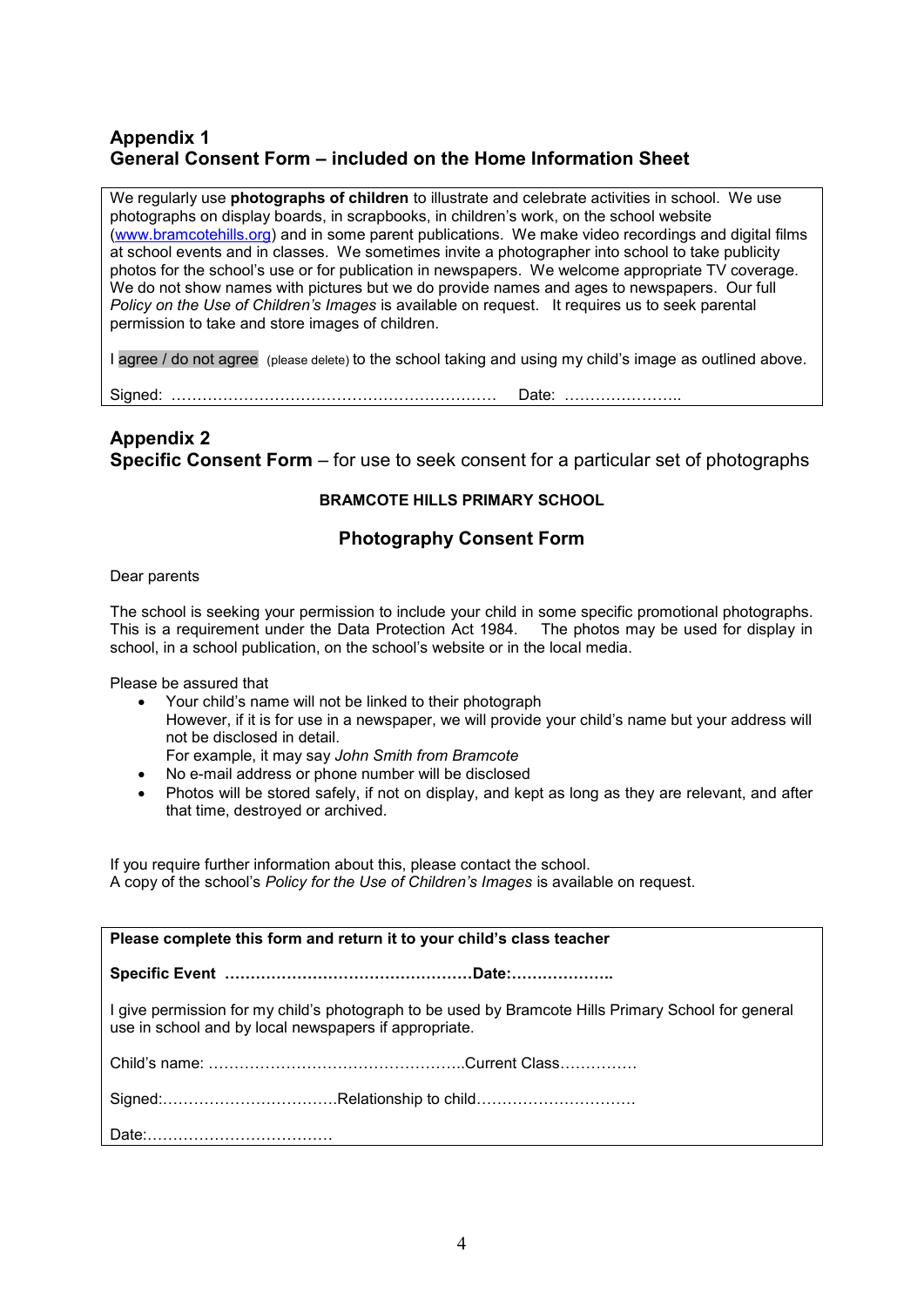## Appendix 1
## General Consent Form – included on the Home Information Sheet

We regularly use **photographs of children** to illustrate and celebrate activities in school. We use photographs on display boards, in scrapbooks, in children's work, on the school website (www.bramcotehills.org) and in some parent publications. We make video recordings and digital films at school events and in classes. We sometimes invite a photographer into school to take publicity photos for the school's use or for publication in newspapers. We welcome appropriate TV coverage. We do not show names with pictures but we do provide names and ages to newspapers. Our full *Policy on the Use of Children's Images* is available on request. It requires us to seek parental permission to take and store images of children.

I agree / do not agree (please delete) to the school taking and using my child's image as outlined above.

Signed: ……………………………………………………… Date: …………………..

## Appendix 2
**Specific Consent Form** – for use to seek consent for a particular set of photographs

**BRAMCOTE HILLS PRIMARY SCHOOL**

### Photography Consent Form

Dear parents

The school is seeking your permission to include your child in some specific promotional photographs. This is a requirement under the Data Protection Act 1984. The photos may be used for display in school, in a school publication, on the school's website or in the local media.

Please be assured that

- Your child's name will not be linked to their photograph
  However, if it is for use in a newspaper, we will provide your child's name but your address will not be disclosed in detail.
  For example, it may say *John Smith from Bramcote*
- No e-mail address or phone number will be disclosed
- Photos will be stored safely, if not on display, and kept as long as they are relevant, and after that time, destroyed or archived.

If you require further information about this, please contact the school.
A copy of the school's *Policy for the Use of Children's Images* is available on request.

**Please complete this form and return it to your child's class teacher**

**Specific Event ………………………………………Date:………………..**

I give permission for my child's photograph to be used by Bramcote Hills Primary School for general use in school and by local newspapers if appropriate.

Child's name: …………………………………………..Current Class……………

Signed:……………………………Relationship to child…………………………

Date:………………………………